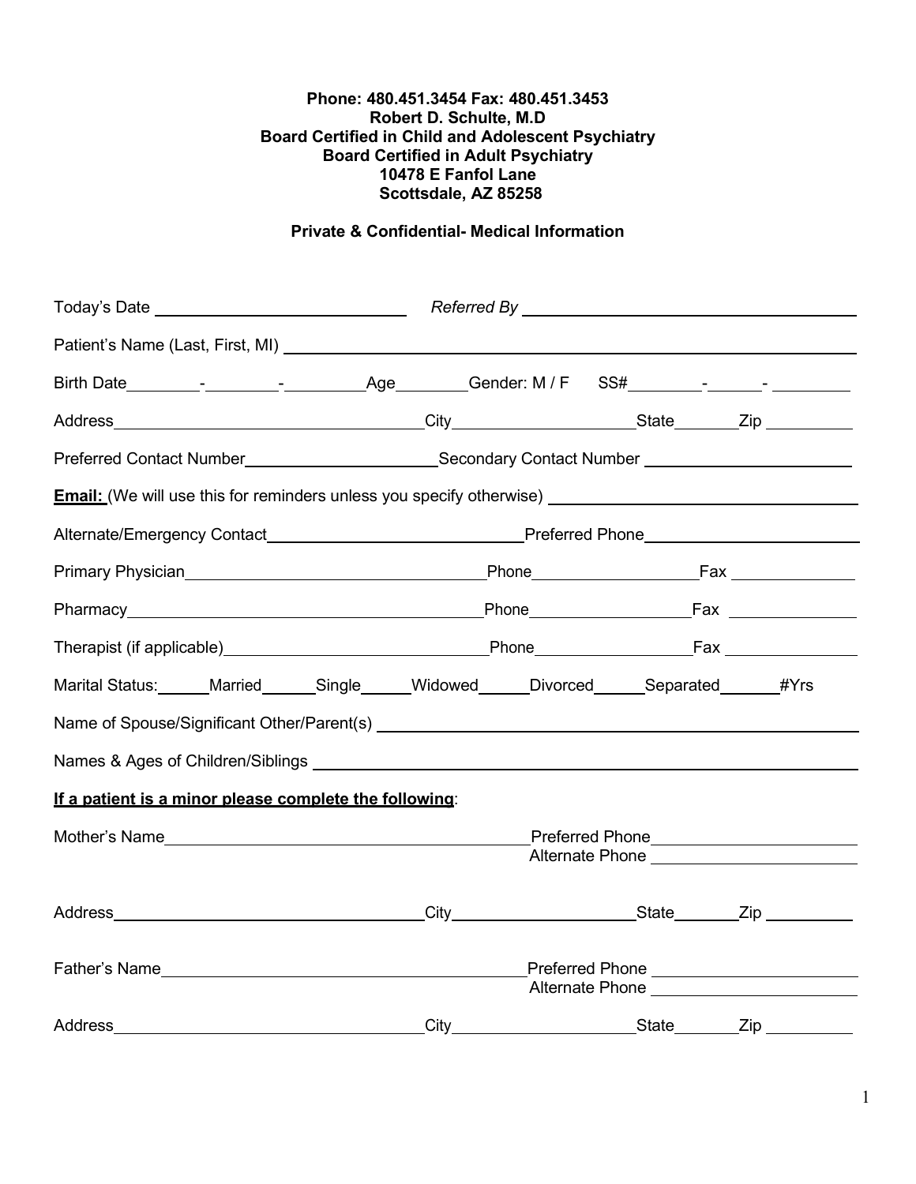**Phone: 480.451.3454 Fax: 480.451.3453**
**Robert D. Schulte, M.D**
**Board Certified in Child and Adolescent Psychiatry**
**Board Certified in Adult Psychiatry**
**10478 E Fanfol Lane**
**Scottsdale, AZ 85258**

**Private & Confidential- Medical Information**

Today's Date ____________________ *Referred By* ____________________

Patient's Name (Last, First, MI) ____________________

Birth Date ______-______-______ Age ______ Gender: M / F SS# ______-______-______

Address ____________________ City ____________________ State ______ Zip ______

Preferred Contact Number ____________________ Secondary Contact Number ____________________

**Email:** (We will use this for reminders unless you specify otherwise) ____________________

Alternate/Emergency Contact ____________________ Preferred Phone ____________________

Primary Physician ____________________ Phone ____________________ Fax ____________________

Pharmacy ____________________ Phone ____________________ Fax ____________________

Therapist (if applicable) ____________________ Phone ____________________ Fax ____________________

Marital Status: _____Married _____Single _____Widowed _____Divorced _____Separated _____#Yrs

Name of Spouse/Significant Other/Parent(s) ____________________

Names & Ages of Children/Siblings ____________________

**If a patient is a minor please complete the following**:

Mother's Name ____________________ Preferred Phone ____________________
Alternate Phone ____________________

Address ____________________ City ____________________ State ______ Zip ______

Father's Name ____________________ Preferred Phone ____________________
Alternate Phone ____________________

Address ____________________ City ____________________ State ______ Zip ______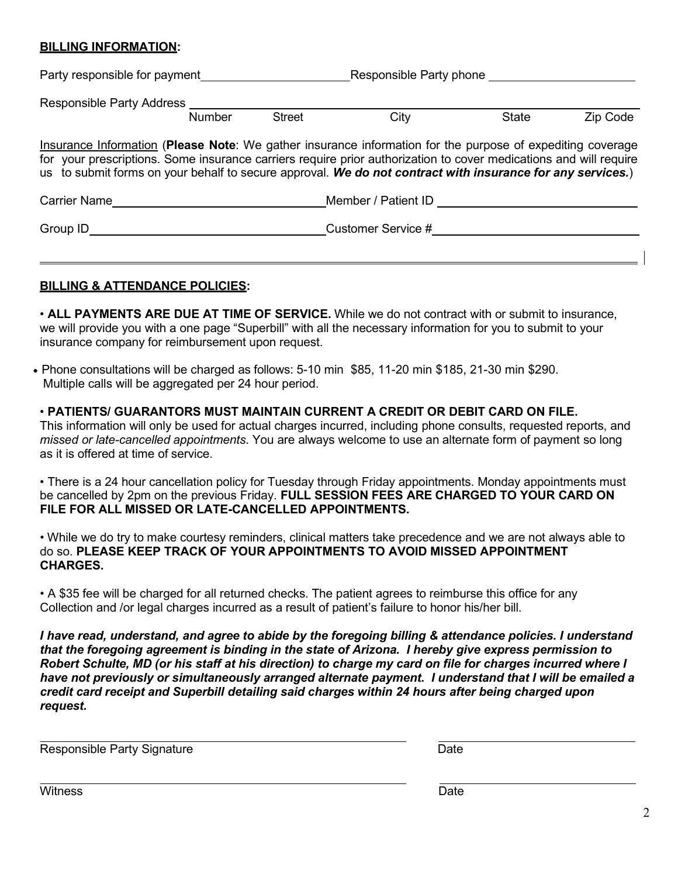**BILLING INFORMATION:**

Party responsible for payment\_\_\_\_\_\_\_\_\_\_\_\_\_\_\_\_\_\_\_\_\_\_ Responsible Party phone \_\_\_\_\_\_\_\_\_\_\_\_\_\_\_\_\_\_\_\_\_\_

Responsible Party Address \_\_\_\_\_\_\_\_\_\_\_\_\_\_\_\_\_\_\_\_\_\_\_\_\_\_\_\_\_\_\_\_\_\_\_\_\_\_\_\_\_\_\_\_\_\_\_\_\_\_\_\_\_\_\_\_\_\_\_\_\_\_\_\_\_\_\_\_\_\_\_\_

Number Street City State Zip Code

Insurance Information (**Please Note**: We gather insurance information for the purpose of expediting coverage for your prescriptions. Some insurance carriers require prior authorization to cover medications and will require us to submit forms on your behalf to secure approval. ***We do not contract with insurance for any services.***)

Carrier Name\_\_\_\_\_\_\_\_\_\_\_\_\_\_\_\_\_\_\_\_\_\_\_\_\_\_\_\_\_\_\_\_ Member / Patient ID \_\_\_\_\_\_\_\_\_\_\_\_\_\_\_\_\_\_\_\_\_\_\_\_\_\_\_\_\_\_

Group ID\_\_\_\_\_\_\_\_\_\_\_\_\_\_\_\_\_\_\_\_\_\_\_\_\_\_\_\_\_\_\_\_\_\_\_\_ Customer Service #\_\_\_\_\_\_\_\_\_\_\_\_\_\_\_\_\_\_\_\_\_\_\_\_\_\_\_\_\_\_\_\_

---

**BILLING & ATTENDANCE POLICIES:**

- **ALL PAYMENTS ARE DUE AT TIME OF SERVICE.** While we do not contract with or submit to insurance, we will provide you with a one page "Superbill" with all the necessary information for you to submit to your insurance company for reimbursement upon request.

- Phone consultations will be charged as follows: 5-10 min $85, 11-20 min $185, 21-30 min $290. Multiple calls will be aggregated per 24 hour period.

- **PATIENTS/ GUARANTORS MUST MAINTAIN CURRENT A CREDIT OR DEBIT CARD ON FILE.** This information will only be used for actual charges incurred, including phone consults, requested reports, and *missed or late-cancelled appointments*. You are always welcome to use an alternate form of payment so long as it is offered at time of service.

- There is a 24 hour cancellation policy for Tuesday through Friday appointments. Monday appointments must be cancelled by 2pm on the previous Friday. **FULL SESSION FEES ARE CHARGED TO YOUR CARD ON FILE FOR ALL MISSED OR LATE-CANCELLED APPOINTMENTS.**

- While we do try to make courtesy reminders, clinical matters take precedence and we are not always able to do so. **PLEASE KEEP TRACK OF YOUR APPOINTMENTS TO AVOID MISSED APPOINTMENT CHARGES.**

- A $35 fee will be charged for all returned checks. The patient agrees to reimburse this office for any Collection and /or legal charges incurred as a result of patient's failure to honor his/her bill.

***I have read, understand, and agree to abide by the foregoing billing & attendance policies. I understand that the foregoing agreement is binding in the state of Arizona. I hereby give express permission to Robert Schulte, MD (or his staff at his direction) to charge my card on file for charges incurred where I have not previously or simultaneously arranged alternate payment. I understand that I will be emailed a credit card receipt and Superbill detailing said charges within 24 hours after being charged upon request.***

\_\_\_\_\_\_\_\_\_\_\_\_\_\_\_\_\_\_\_\_\_\_\_\_\_\_\_\_\_\_\_\_\_\_\_\_\_\_\_\_\_\_\_\_\_\_\_\_ \_\_\_\_\_\_\_\_\_\_\_\_\_\_\_\_\_\_\_\_\_\_\_\_\_\_\_\_

Responsible Party Signature Date

\_\_\_\_\_\_\_\_\_\_\_\_\_\_\_\_\_\_\_\_\_\_\_\_\_\_\_\_\_\_\_\_\_\_\_\_\_\_\_\_\_\_\_\_\_\_\_\_ \_\_\_\_\_\_\_\_\_\_\_\_\_\_\_\_\_\_\_\_\_\_\_\_\_\_\_\_

Witness Date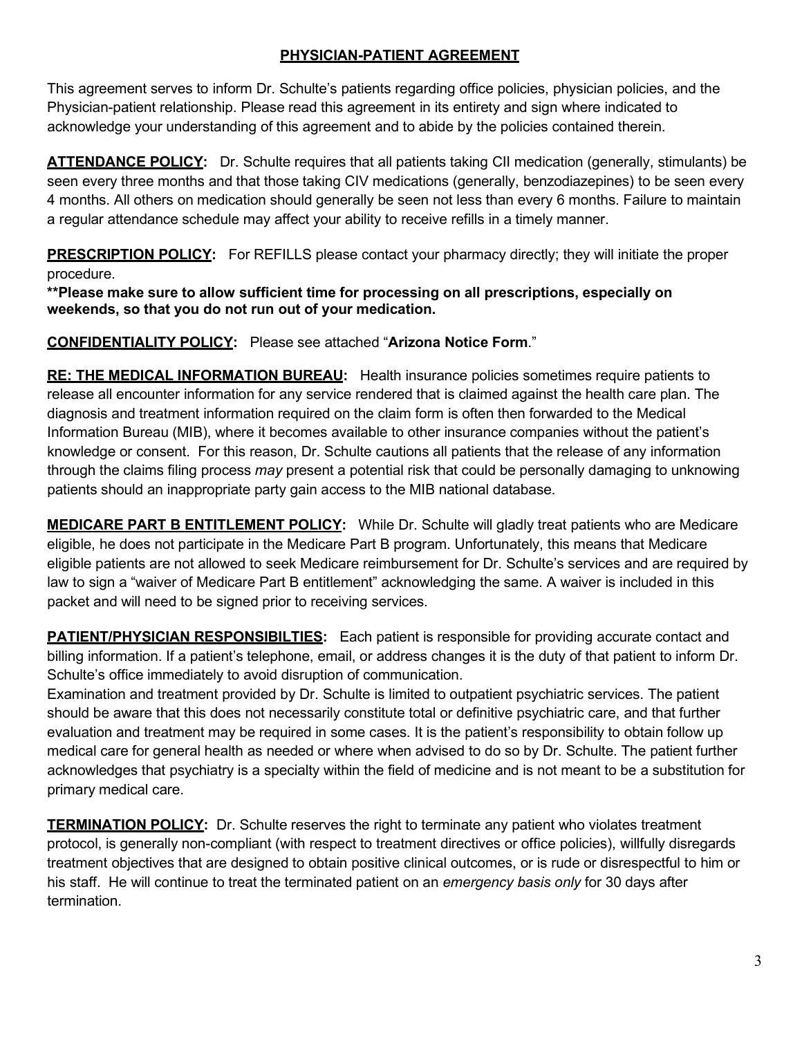# PHYSICIAN-PATIENT AGREEMENT

This agreement serves to inform Dr. Schulte's patients regarding office policies, physician policies, and the Physician-patient relationship. Please read this agreement in its entirety and sign where indicated to acknowledge your understanding of this agreement and to abide by the policies contained therein.

**ATTENDANCE POLICY:** Dr. Schulte requires that all patients taking CII medication (generally, stimulants) be seen every three months and that those taking CIV medications (generally, benzodiazepines) to be seen every 4 months. All others on medication should generally be seen not less than every 6 months. Failure to maintain a regular attendance schedule may affect your ability to receive refills in a timely manner.

**PRESCRIPTION POLICY:** For REFILLS please contact your pharmacy directly; they will initiate the proper procedure.

**\*\*Please make sure to allow sufficient time for processing on all prescriptions, especially on weekends, so that you do not run out of your medication.**

**CONFIDENTIALITY POLICY:** Please see attached "**Arizona Notice Form**."

**RE: THE MEDICAL INFORMATION BUREAU:** Health insurance policies sometimes require patients to release all encounter information for any service rendered that is claimed against the health care plan. The diagnosis and treatment information required on the claim form is often then forwarded to the Medical Information Bureau (MIB), where it becomes available to other insurance companies without the patient's knowledge or consent. For this reason, Dr. Schulte cautions all patients that the release of any information through the claims filing process *may* present a potential risk that could be personally damaging to unknowing patients should an inappropriate party gain access to the MIB national database.

**MEDICARE PART B ENTITLEMENT POLICY:** While Dr. Schulte will gladly treat patients who are Medicare eligible, he does not participate in the Medicare Part B program. Unfortunately, this means that Medicare eligible patients are not allowed to seek Medicare reimbursement for Dr. Schulte's services and are required by law to sign a "waiver of Medicare Part B entitlement" acknowledging the same. A waiver is included in this packet and will need to be signed prior to receiving services.

**PATIENT/PHYSICIAN RESPONSIBILTIES:** Each patient is responsible for providing accurate contact and billing information. If a patient's telephone, email, or address changes it is the duty of that patient to inform Dr. Schulte's office immediately to avoid disruption of communication.

Examination and treatment provided by Dr. Schulte is limited to outpatient psychiatric services. The patient should be aware that this does not necessarily constitute total or definitive psychiatric care, and that further evaluation and treatment may be required in some cases. It is the patient's responsibility to obtain follow up medical care for general health as needed or where when advised to do so by Dr. Schulte. The patient further acknowledges that psychiatry is a specialty within the field of medicine and is not meant to be a substitution for primary medical care.

**TERMINATION POLICY:** Dr. Schulte reserves the right to terminate any patient who violates treatment protocol, is generally non-compliant (with respect to treatment directives or office policies), willfully disregards treatment objectives that are designed to obtain positive clinical outcomes, or is rude or disrespectful to him or his staff. He will continue to treat the terminated patient on an *emergency basis only* for 30 days after termination.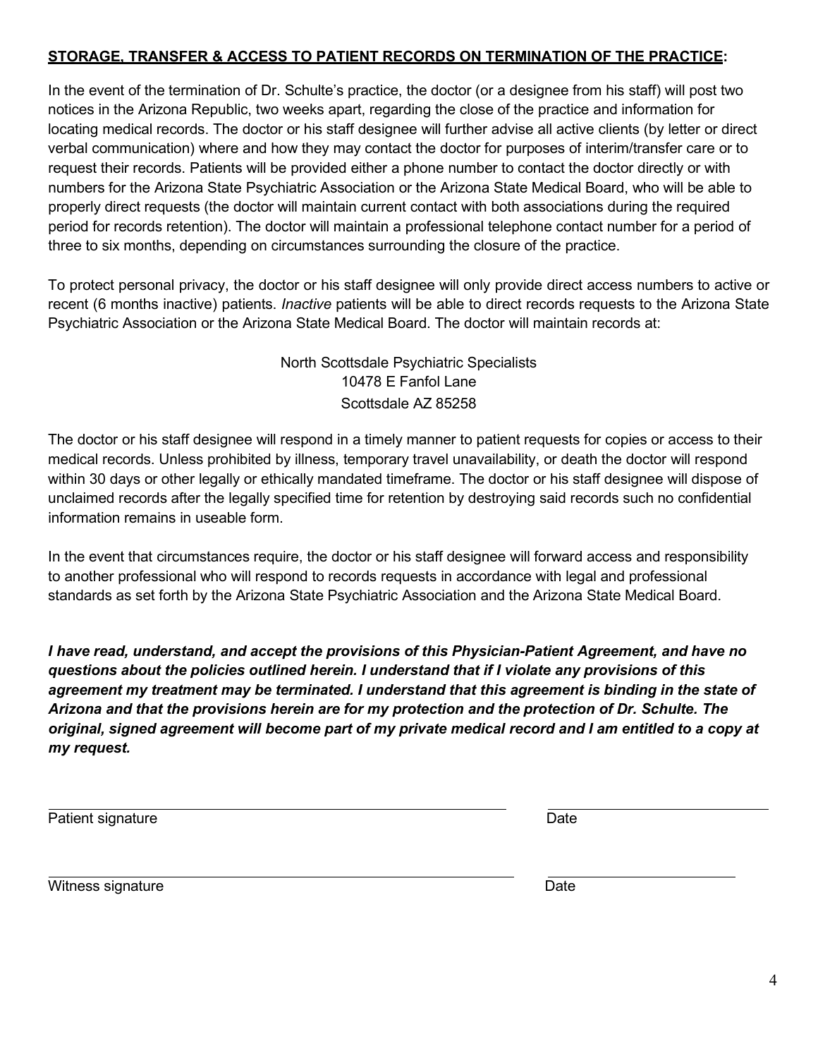## <u>**STORAGE, TRANSFER & ACCESS TO PATIENT RECORDS ON TERMINATION OF THE PRACTICE**</u>:

In the event of the termination of Dr. Schulte's practice, the doctor (or a designee from his staff) will post two notices in the Arizona Republic, two weeks apart, regarding the close of the practice and information for locating medical records. The doctor or his staff designee will further advise all active clients (by letter or direct verbal communication) where and how they may contact the doctor for purposes of interim/transfer care or to request their records. Patients will be provided either a phone number to contact the doctor directly or with numbers for the Arizona State Psychiatric Association or the Arizona State Medical Board, who will be able to properly direct requests (the doctor will maintain current contact with both associations during the required period for records retention). The doctor will maintain a professional telephone contact number for a period of three to six months, depending on circumstances surrounding the closure of the practice.

To protect personal privacy, the doctor or his staff designee will only provide direct access numbers to active or recent (6 months inactive) patients. *Inactive* patients will be able to direct records requests to the Arizona State Psychiatric Association or the Arizona State Medical Board. The doctor will maintain records at:

North Scottsdale Psychiatric Specialists
10478 E Fanfol Lane
Scottsdale AZ 85258

The doctor or his staff designee will respond in a timely manner to patient requests for copies or access to their medical records. Unless prohibited by illness, temporary travel unavailability, or death the doctor will respond within 30 days or other legally or ethically mandated timeframe. The doctor or his staff designee will dispose of unclaimed records after the legally specified time for retention by destroying said records such no confidential information remains in useable form.

In the event that circumstances require, the doctor or his staff designee will forward access and responsibility to another professional who will respond to records requests in accordance with legal and professional standards as set forth by the Arizona State Psychiatric Association and the Arizona State Medical Board.

***I have read, understand, and accept the provisions of this Physician-Patient Agreement, and have no questions about the policies outlined herein. I understand that if I violate any provisions of this agreement my treatment may be terminated. I understand that this agreement is binding in the state of Arizona and that the provisions herein are for my protection and the protection of Dr. Schulte. The original, signed agreement will become part of my private medical record and I am entitled to a copy at my request.***

\_\_\_\_\_\_\_\_\_\_\_\_\_\_\_\_\_\_\_\_\_\_\_\_\_\_\_\_\_\_\_\_\_\_\_\_\_\_\_\_\_\_\_\_\_\_ \_\_\_\_\_\_\_\_\_\_\_\_\_\_\_\_\_\_\_\_\_\_\_\_
Patient signature Date

\_\_\_\_\_\_\_\_\_\_\_\_\_\_\_\_\_\_\_\_\_\_\_\_\_\_\_\_\_\_\_\_\_\_\_\_\_\_\_\_\_\_\_\_\_\_ \_\_\_\_\_\_\_\_\_\_\_\_\_\_\_\_\_\_\_\_\_\_\_\_
Witness signature Date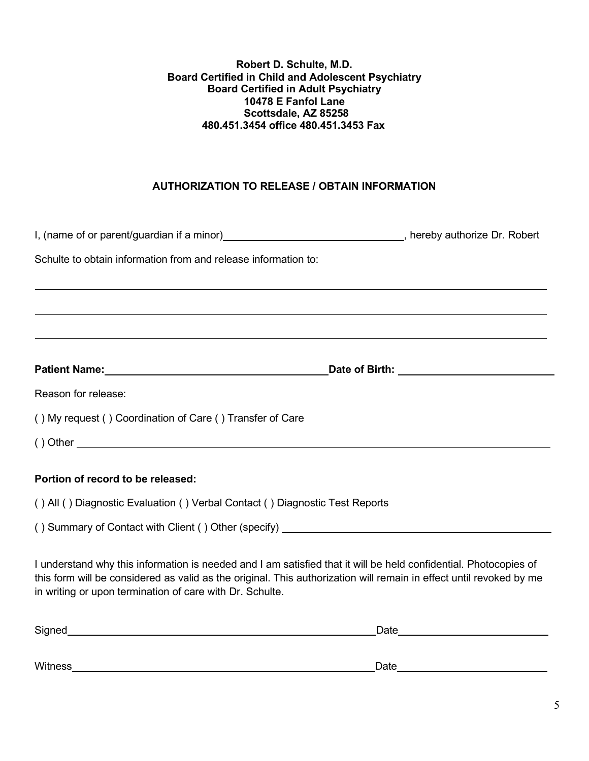**Robert D. Schulte, M.D.**
**Board Certified in Child and Adolescent Psychiatry**
**Board Certified in Adult Psychiatry**
**10478 E Fanfol Lane**
**Scottsdale, AZ 85258**
**480.451.3454 office 480.451.3453 Fax**

## AUTHORIZATION TO RELEASE / OBTAIN INFORMATION

I, (name of or parent/guardian if a minor)________________________________, hereby authorize Dr. Robert Schulte to obtain information from and release information to:

______________________________________________________________________________

______________________________________________________________________________

______________________________________________________________________________

**Patient Name:**______________________________________**Date of Birth:** __________________________

Reason for release:

( ) My request ( ) Coordination of Care ( ) Transfer of Care

( ) Other ______________________________________________________________________

**Portion of record to be released:**

( ) All ( ) Diagnostic Evaluation ( ) Verbal Contact ( ) Diagnostic Test Reports

( ) Summary of Contact with Client ( ) Other (specify) ______________________________________

I understand why this information is needed and I am satisfied that it will be held confidential. Photocopies of this form will be considered as valid as the original. This authorization will remain in effect until revoked by me in writing or upon termination of care with Dr. Schulte.

Signed__________________________________________________________Date__________________________

Witness_________________________________________________________Date__________________________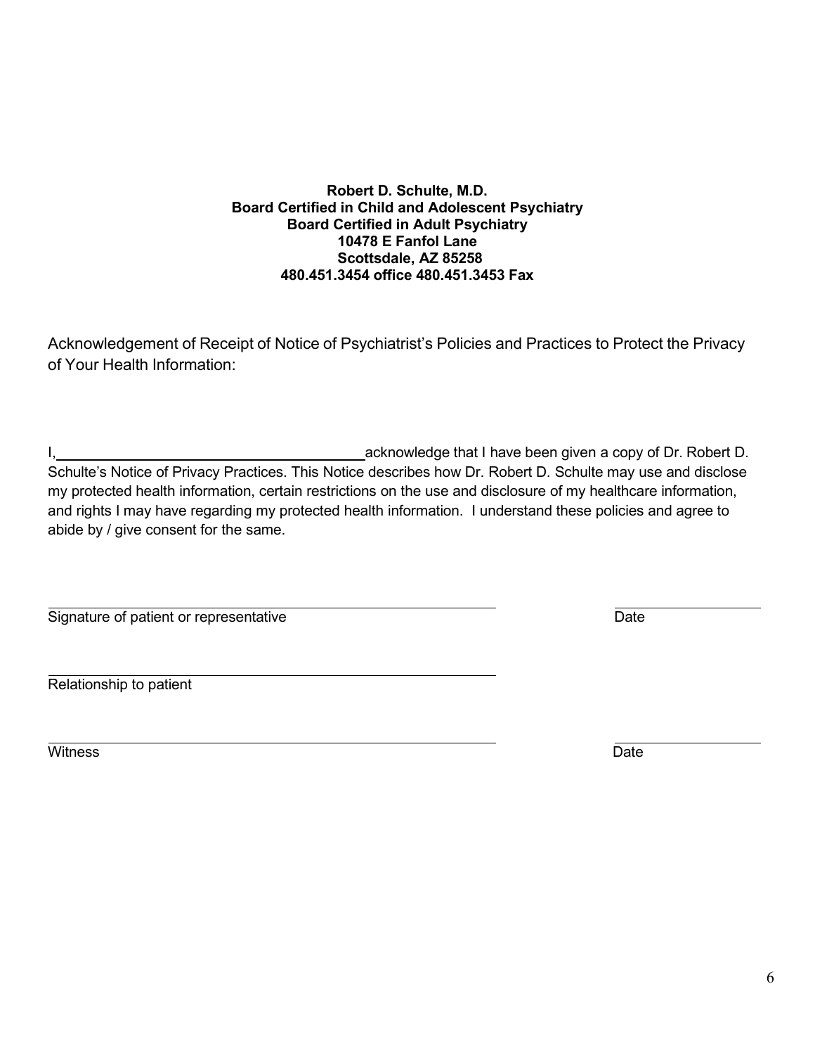**Robert D. Schulte, M.D.**
**Board Certified in Child and Adolescent Psychiatry**
**Board Certified in Adult Psychiatry**
**10478 E Fanfol Lane**
**Scottsdale, AZ 85258**
**480.451.3454 office 480.451.3453 Fax**

Acknowledgement of Receipt of Notice of Psychiatrist's Policies and Practices to Protect the Privacy of Your Health Information:

I,\_\_\_\_\_\_\_\_\_\_\_\_\_\_\_\_\_\_\_\_\_\_\_\_\_\_\_\_\_\_\_\_\_\_\_\_\_\_acknowledge that I have been given a copy of Dr. Robert D. Schulte's Notice of Privacy Practices. This Notice describes how Dr. Robert D. Schulte may use and disclose my protected health information, certain restrictions on the use and disclosure of my healthcare information, and rights I may have regarding my protected health information. I understand these policies and agree to abide by / give consent for the same.

\_\_\_\_\_\_\_\_\_\_\_\_\_\_\_\_\_\_\_\_\_\_\_\_\_\_\_\_\_\_\_\_\_\_\_\_\_\_\_\_\_\_\_\_\_\_\_\_\_\_\_\_\_\_ \_\_\_\_\_\_\_\_\_\_\_\_\_\_\_\_\_\_\_
Signature of patient or representative Date

\_\_\_\_\_\_\_\_\_\_\_\_\_\_\_\_\_\_\_\_\_\_\_\_\_\_\_\_\_\_\_\_\_\_\_\_\_\_\_\_\_\_\_\_\_\_\_\_\_\_\_\_\_\_
Relationship to patient

\_\_\_\_\_\_\_\_\_\_\_\_\_\_\_\_\_\_\_\_\_\_\_\_\_\_\_\_\_\_\_\_\_\_\_\_\_\_\_\_\_\_\_\_\_\_\_\_\_\_\_\_\_\_ \_\_\_\_\_\_\_\_\_\_\_\_\_\_\_\_\_\_\_
Witness Date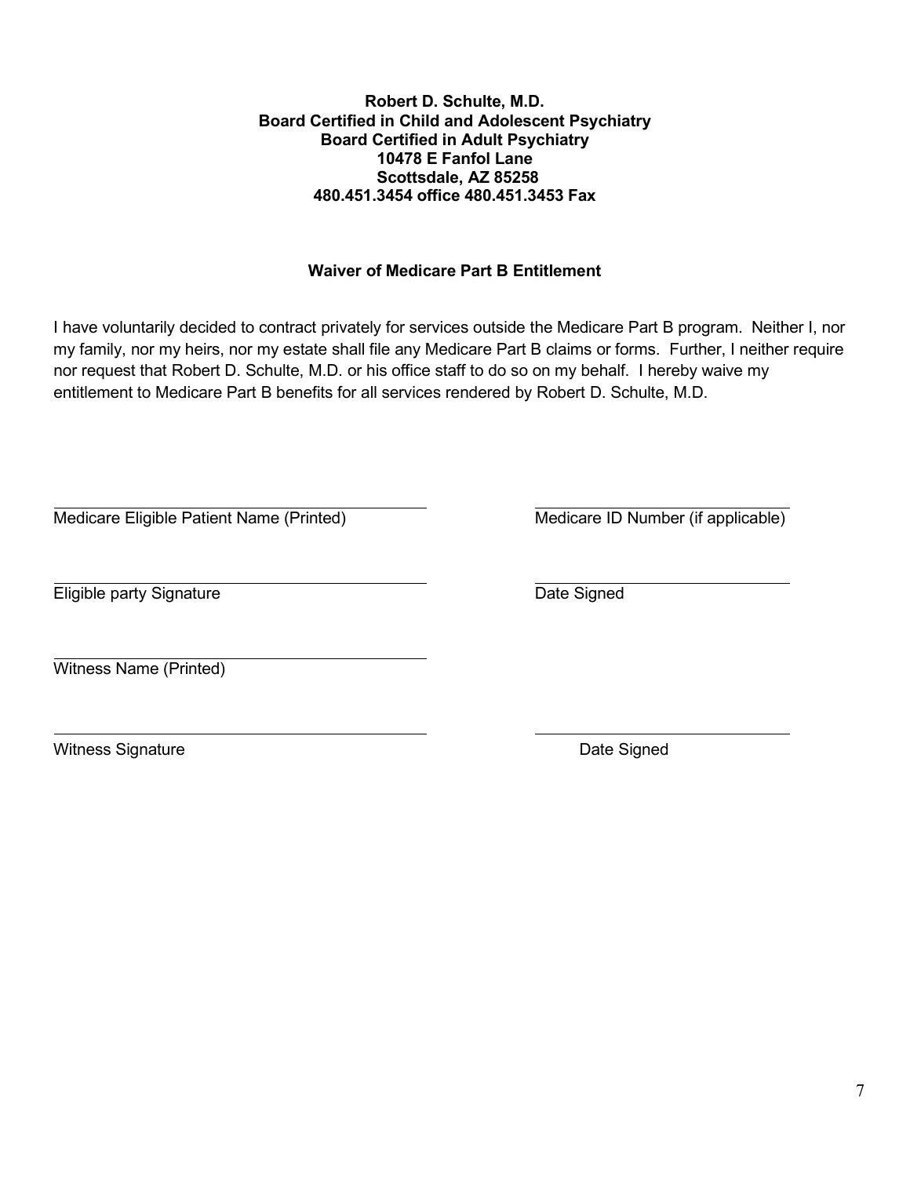**Robert D. Schulte, M.D.**
**Board Certified in Child and Adolescent Psychiatry**
**Board Certified in Adult Psychiatry**
**10478 E Fanfol Lane**
**Scottsdale, AZ 85258**
**480.451.3454 office 480.451.3453 Fax**

## Waiver of Medicare Part B Entitlement

I have voluntarily decided to contract privately for services outside the Medicare Part B program. Neither I, nor my family, nor my heirs, nor my estate shall file any Medicare Part B claims or forms. Further, I neither require nor request that Robert D. Schulte, M.D. or his office staff to do so on my behalf. I hereby waive my entitlement to Medicare Part B benefits for all services rendered by Robert D. Schulte, M.D.

______________________________________ ______________________________
Medicare Eligible Patient Name (Printed) Medicare ID Number (if applicable)

______________________________________ ______________________________
Eligible party Signature Date Signed

______________________________________
Witness Name (Printed)

______________________________________ ______________________________
Witness Signature Date Signed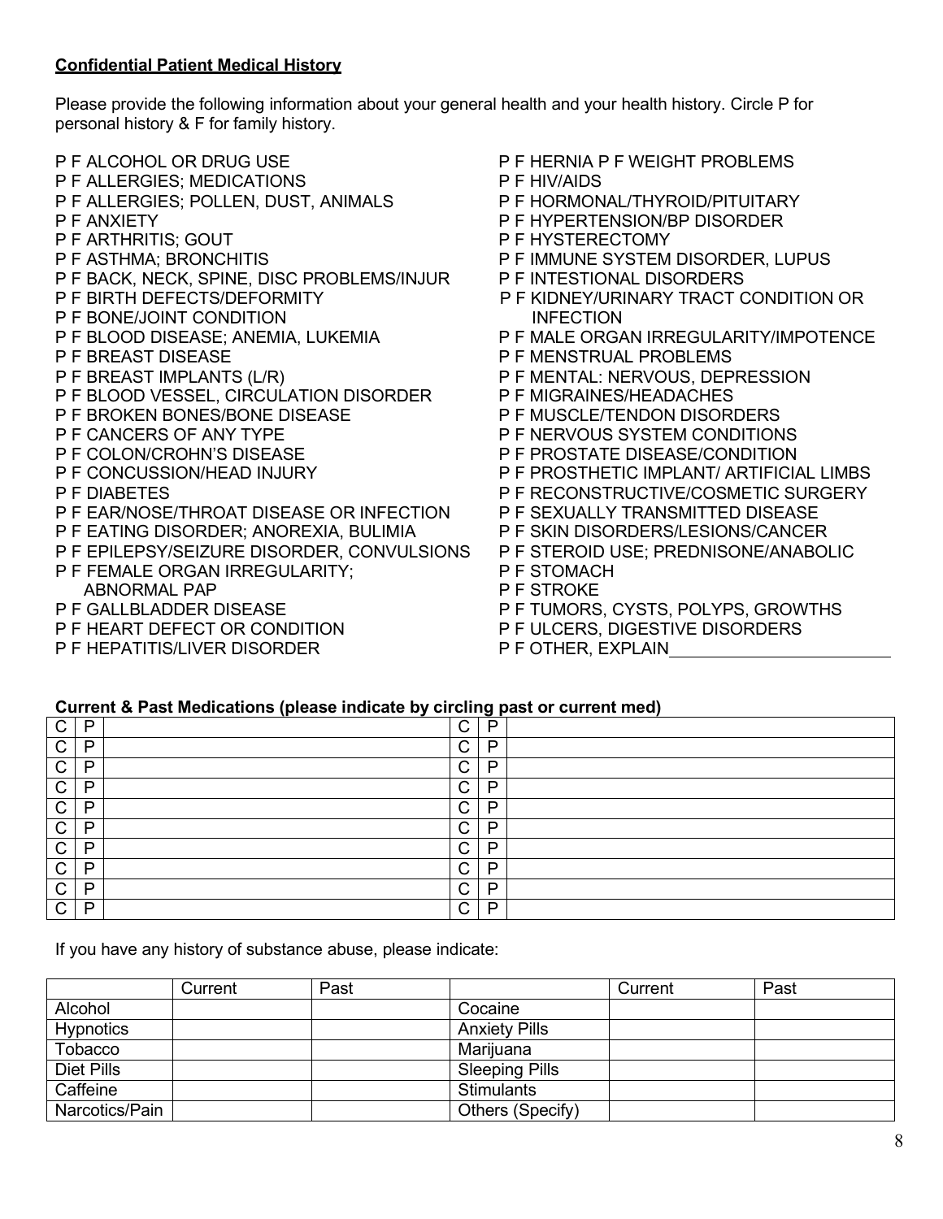**Confidential Patient Medical History**

Please provide the following information about your general health and your health history. Circle P for personal history & F for family history.

P F ALCOHOL OR DRUG USE
P F ALLERGIES; MEDICATIONS
P F ALLERGIES; POLLEN, DUST, ANIMALS
P F ANXIETY
P F ARTHRITIS; GOUT
P F ASTHMA; BRONCHITIS
P F BACK, NECK, SPINE, DISC PROBLEMS/INJUR
P F BIRTH DEFECTS/DEFORMITY
P F BONE/JOINT CONDITION
P F BLOOD DISEASE; ANEMIA, LUKEMIA
P F BREAST DISEASE
P F BREAST IMPLANTS (L/R)
P F BLOOD VESSEL, CIRCULATION DISORDER
P F BROKEN BONES/BONE DISEASE
P F CANCERS OF ANY TYPE
P F COLON/CROHN'S DISEASE
P F CONCUSSION/HEAD INJURY
P F DIABETES
P F EAR/NOSE/THROAT DISEASE OR INFECTION
P F EATING DISORDER; ANOREXIA, BULIMIA
P F EPILEPSY/SEIZURE DISORDER, CONVULSIONS
P F FEMALE ORGAN IRREGULARITY; ABNORMAL PAP
P F GALLBLADDER DISEASE
P F HEART DEFECT OR CONDITION
P F HEPATITIS/LIVER DISORDER
P F HERNIA P F WEIGHT PROBLEMS
P F HIV/AIDS
P F HORMONAL/THYROID/PITUITARY
P F HYPERTENSION/BP DISORDER
P F HYSTERECTOMY
P F IMMUNE SYSTEM DISORDER, LUPUS
P F INTESTIONAL DISORDERS
P F KIDNEY/URINARY TRACT CONDITION OR INFECTION
P F MALE ORGAN IRREGULARITY/IMPOTENCE
P F MENSTRUAL PROBLEMS
P F MENTAL: NERVOUS, DEPRESSION
P F MIGRAINES/HEADACHES
P F MUSCLE/TENDON DISORDERS
P F NERVOUS SYSTEM CONDITIONS
P F PROSTATE DISEASE/CONDITION
P F PROSTHETIC IMPLANT/ ARTIFICIAL LIMBS
P F RECONSTRUCTIVE/COSMETIC SURGERY
P F SEXUALLY TRANSMITTED DISEASE
P F SKIN DISORDERS/LESIONS/CANCER
P F STEROID USE; PREDNISONE/ANABOLIC
P F STOMACH
P F STROKE
P F TUMORS, CYSTS, POLYPS, GROWTHS
P F ULCERS, DIGESTIVE DISORDERS
P F OTHER, EXPLAIN________________________

**Current & Past Medications (please indicate by circling past or current med)**

| C | P | | C | P | |
|---|---|---|---|---|---|
| C | P | | C | P | |
| C | P | | C | P | |
| C | P | | C | P | |
| C | P | | C | P | |
| C | P | | C | P | |
| C | P | | C | P | |
| C | P | | C | P | |
| C | P | | C | P | |
| C | P | | C | P | |

If you have any history of substance abuse, please indicate:

| | Current | Past | | Current | Past |
|---|---|---|---|---|---|
| Alcohol | | | Cocaine | | |
| Hypnotics | | | Anxiety Pills | | |
| Tobacco | | | Marijuana | | |
| Diet Pills | | | Sleeping Pills | | |
| Caffeine | | | Stimulants | | |
| Narcotics/Pain | | | Others (Specify) | | |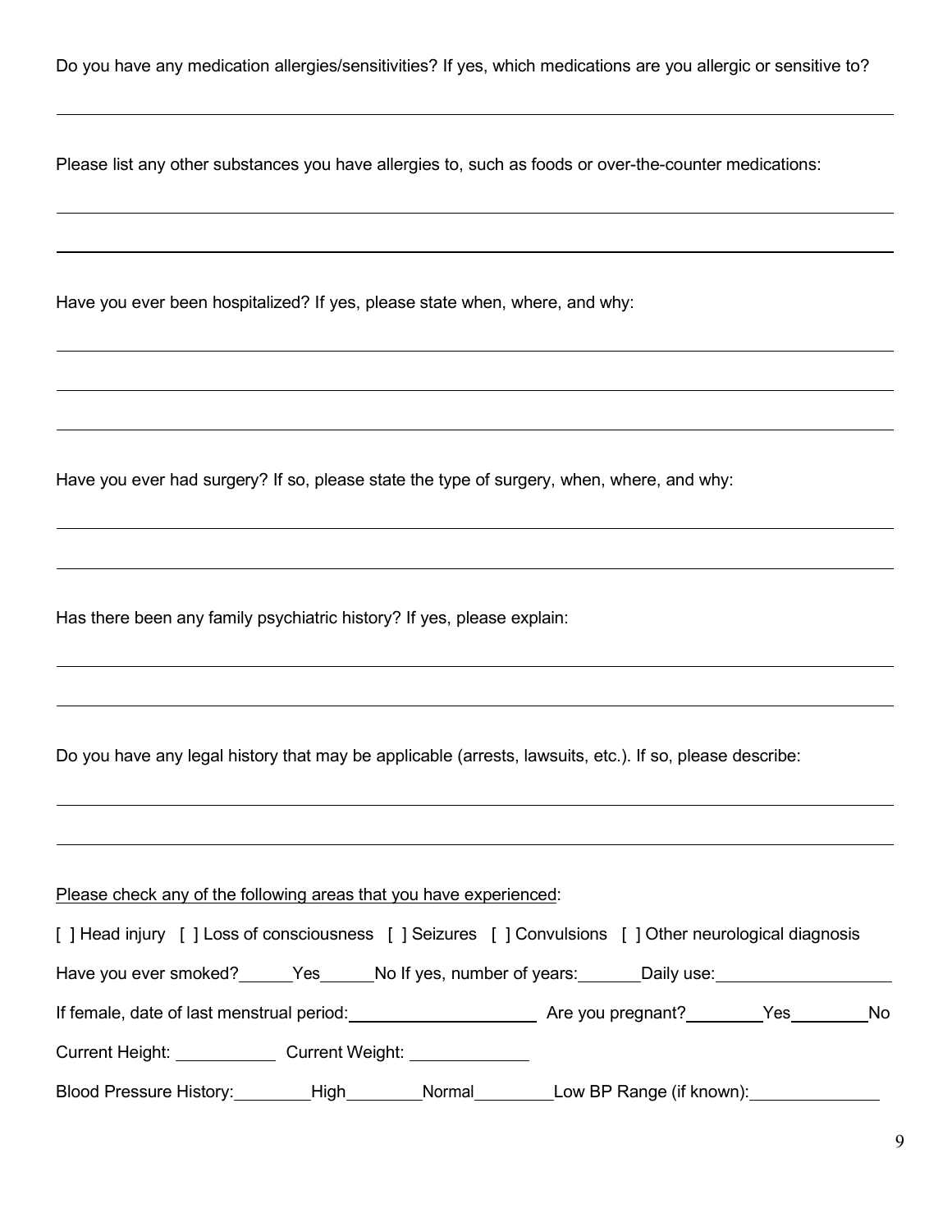Do you have any medication allergies/sensitivities? If yes, which medications are you allergic or sensitive to?

______________________________________________________________________________

Please list any other substances you have allergies to, such as foods or over-the-counter medications:

______________________________________________________________________________

______________________________________________________________________________

Have you ever been hospitalized? If yes, please state when, where, and why:

______________________________________________________________________________

______________________________________________________________________________

______________________________________________________________________________

Have you ever had surgery? If so, please state the type of surgery, when, where, and why:

______________________________________________________________________________

______________________________________________________________________________

Has there been any family psychiatric history? If yes, please explain:

______________________________________________________________________________

______________________________________________________________________________

Do you have any legal history that may be applicable (arrests, lawsuits, etc.). If so, please describe:

______________________________________________________________________________

______________________________________________________________________________

Please check any of the following areas that you have experienced:

[ ] Head injury [ ] Loss of consciousness [ ] Seizures [ ] Convulsions [ ] Other neurological diagnosis

Have you ever smoked?______Yes______No If yes, number of years:_______Daily use:___________________

If female, date of last menstrual period:____________________ Are you pregnant?________Yes________No

Current Height: ___________ Current Weight: _____________

Blood Pressure History:________High________Normal________Low BP Range (if known):______________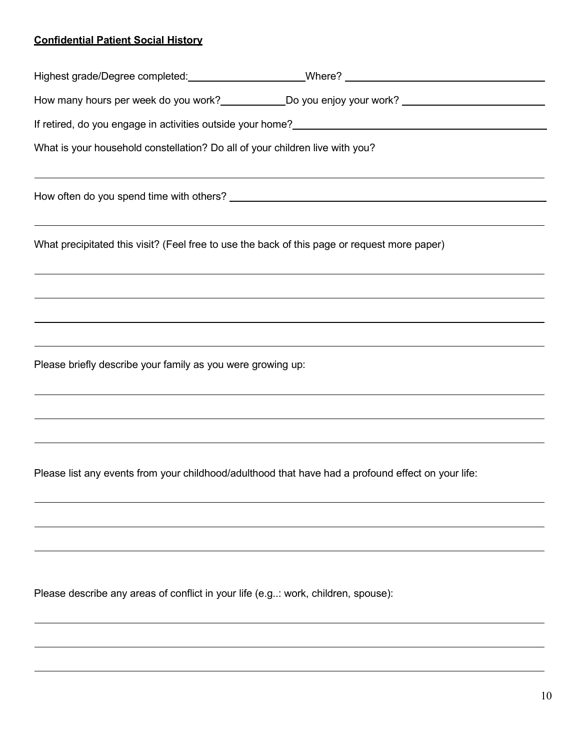**Confidential Patient Social History**

Highest grade/Degree completed: ____________________ Where? ____________________________________

How many hours per week do you work? ___________ Do you enjoy your work? ________________________

If retired, do you engage in activities outside your home? ______________________________________________

What is your household constellation? Do all of your children live with you?

_____________________________________________________________________________

How often do you spend time with others? _________________________________________________________

_____________________________________________________________________________

What precipitated this visit? (Feel free to use the back of this page or request more paper)

_____________________________________________________________________________

_____________________________________________________________________________

_____________________________________________________________________________

_____________________________________________________________________________

Please briefly describe your family as you were growing up:

_____________________________________________________________________________

_____________________________________________________________________________

_____________________________________________________________________________

Please list any events from your childhood/adulthood that have had a profound effect on your life:

_____________________________________________________________________________

_____________________________________________________________________________

_____________________________________________________________________________

Please describe any areas of conflict in your life (e.g..: work, children, spouse):

_____________________________________________________________________________

_____________________________________________________________________________

_____________________________________________________________________________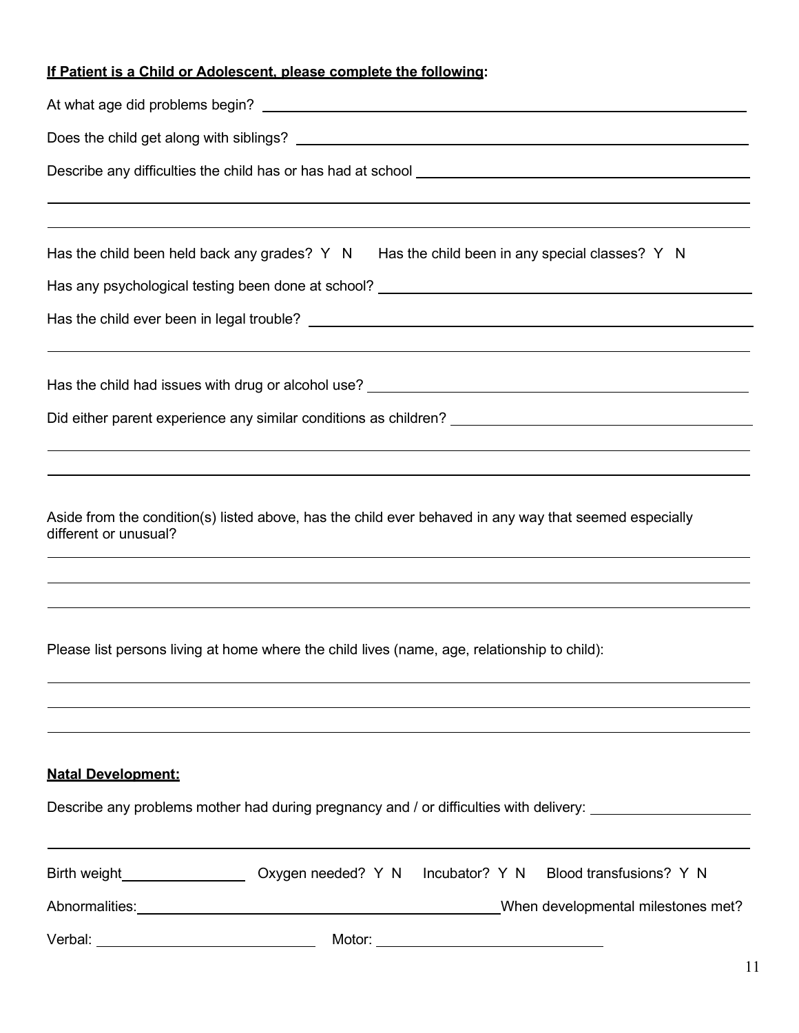**If Patient is a Child or Adolescent, please complete the following:**

At what age did problems begin? \_\_\_\_\_\_\_\_\_\_\_\_\_\_\_\_\_\_\_\_\_\_\_\_\_\_\_\_\_\_

Does the child get along with siblings? \_\_\_\_\_\_\_\_\_\_\_\_\_\_\_\_\_\_\_\_\_\_\_\_\_\_\_\_\_\_

Describe any difficulties the child has or has had at school \_\_\_\_\_\_\_\_\_\_\_\_\_\_\_\_\_\_\_\_\_\_\_\_\_\_\_\_\_\_

\_\_\_\_\_\_\_\_\_\_\_\_\_\_\_\_\_\_\_\_\_\_\_\_\_\_\_\_\_\_\_\_\_\_\_\_\_\_\_\_\_\_\_\_\_\_\_\_\_\_\_\_\_\_\_\_\_\_\_\_

\_\_\_\_\_\_\_\_\_\_\_\_\_\_\_\_\_\_\_\_\_\_\_\_\_\_\_\_\_\_\_\_\_\_\_\_\_\_\_\_\_\_\_\_\_\_\_\_\_\_\_\_\_\_\_\_\_\_\_\_

Has the child been held back any grades? Y N     Has the child been in any special classes? Y N

Has any psychological testing been done at school? \_\_\_\_\_\_\_\_\_\_\_\_\_\_\_\_\_\_\_\_\_\_\_\_\_\_\_\_\_\_

Has the child ever been in legal trouble? \_\_\_\_\_\_\_\_\_\_\_\_\_\_\_\_\_\_\_\_\_\_\_\_\_\_\_\_\_\_

\_\_\_\_\_\_\_\_\_\_\_\_\_\_\_\_\_\_\_\_\_\_\_\_\_\_\_\_\_\_\_\_\_\_\_\_\_\_\_\_\_\_\_\_\_\_\_\_\_\_\_\_\_\_\_\_\_\_\_\_

Has the child had issues with drug or alcohol use? \_\_\_\_\_\_\_\_\_\_\_\_\_\_\_\_\_\_\_\_\_\_\_\_\_\_\_\_\_\_

Did either parent experience any similar conditions as children? \_\_\_\_\_\_\_\_\_\_\_\_\_\_\_\_\_\_\_\_\_\_\_\_\_\_\_\_\_\_

\_\_\_\_\_\_\_\_\_\_\_\_\_\_\_\_\_\_\_\_\_\_\_\_\_\_\_\_\_\_\_\_\_\_\_\_\_\_\_\_\_\_\_\_\_\_\_\_\_\_\_\_\_\_\_\_\_\_\_\_

\_\_\_\_\_\_\_\_\_\_\_\_\_\_\_\_\_\_\_\_\_\_\_\_\_\_\_\_\_\_\_\_\_\_\_\_\_\_\_\_\_\_\_\_\_\_\_\_\_\_\_\_\_\_\_\_\_\_\_\_

Aside from the condition(s) listed above, has the child ever behaved in any way that seemed especially different or unusual?

\_\_\_\_\_\_\_\_\_\_\_\_\_\_\_\_\_\_\_\_\_\_\_\_\_\_\_\_\_\_\_\_\_\_\_\_\_\_\_\_\_\_\_\_\_\_\_\_\_\_\_\_\_\_\_\_\_\_\_\_

\_\_\_\_\_\_\_\_\_\_\_\_\_\_\_\_\_\_\_\_\_\_\_\_\_\_\_\_\_\_\_\_\_\_\_\_\_\_\_\_\_\_\_\_\_\_\_\_\_\_\_\_\_\_\_\_\_\_\_\_

\_\_\_\_\_\_\_\_\_\_\_\_\_\_\_\_\_\_\_\_\_\_\_\_\_\_\_\_\_\_\_\_\_\_\_\_\_\_\_\_\_\_\_\_\_\_\_\_\_\_\_\_\_\_\_\_\_\_\_\_

Please list persons living at home where the child lives (name, age, relationship to child):

\_\_\_\_\_\_\_\_\_\_\_\_\_\_\_\_\_\_\_\_\_\_\_\_\_\_\_\_\_\_\_\_\_\_\_\_\_\_\_\_\_\_\_\_\_\_\_\_\_\_\_\_\_\_\_\_\_\_\_\_

\_\_\_\_\_\_\_\_\_\_\_\_\_\_\_\_\_\_\_\_\_\_\_\_\_\_\_\_\_\_\_\_\_\_\_\_\_\_\_\_\_\_\_\_\_\_\_\_\_\_\_\_\_\_\_\_\_\_\_\_

\_\_\_\_\_\_\_\_\_\_\_\_\_\_\_\_\_\_\_\_\_\_\_\_\_\_\_\_\_\_\_\_\_\_\_\_\_\_\_\_\_\_\_\_\_\_\_\_\_\_\_\_\_\_\_\_\_\_\_\_

**Natal Development:**

Describe any problems mother had during pregnancy and / or difficulties with delivery: \_\_\_\_\_\_\_\_\_\_\_\_\_\_\_\_\_\_\_\_

\_\_\_\_\_\_\_\_\_\_\_\_\_\_\_\_\_\_\_\_\_\_\_\_\_\_\_\_\_\_\_\_\_\_\_\_\_\_\_\_\_\_\_\_\_\_\_\_\_\_\_\_\_\_\_\_\_\_\_\_

Birth weight\_\_\_\_\_\_\_\_\_\_\_\_\_\_\_\_ Oxygen needed? Y N   Incubator? Y N   Blood transfusions? Y N

Abnormalities:\_\_\_\_\_\_\_\_\_\_\_\_\_\_\_\_\_\_\_\_\_\_\_\_\_\_\_\_\_\_When developmental milestones met?

Verbal: \_\_\_\_\_\_\_\_\_\_\_\_\_\_\_\_\_\_\_\_\_\_\_\_ Motor: \_\_\_\_\_\_\_\_\_\_\_\_\_\_\_\_\_\_\_\_\_\_\_\_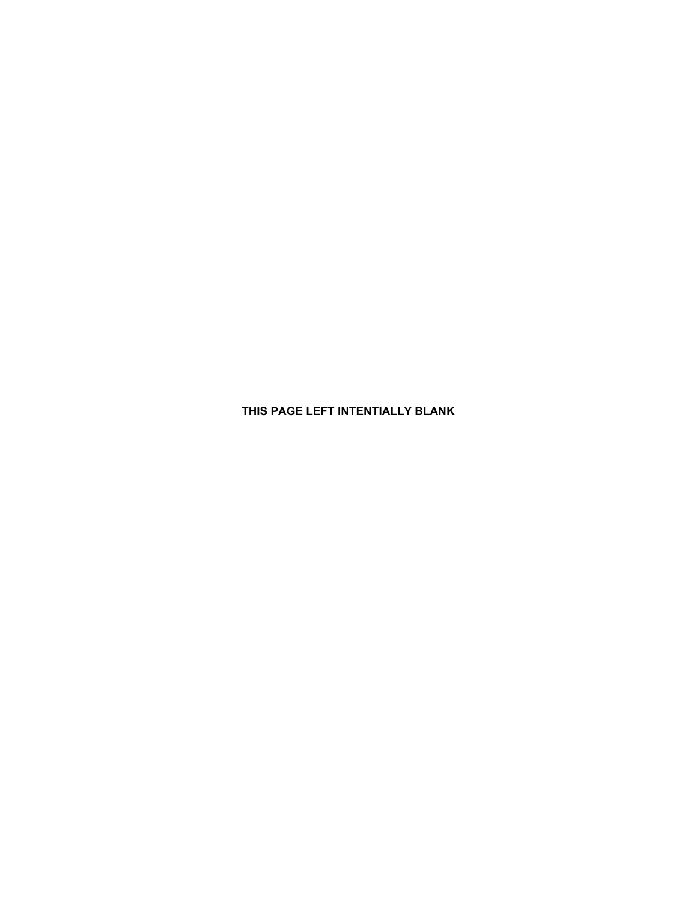**THIS PAGE LEFT INTENTIALLY BLANK**